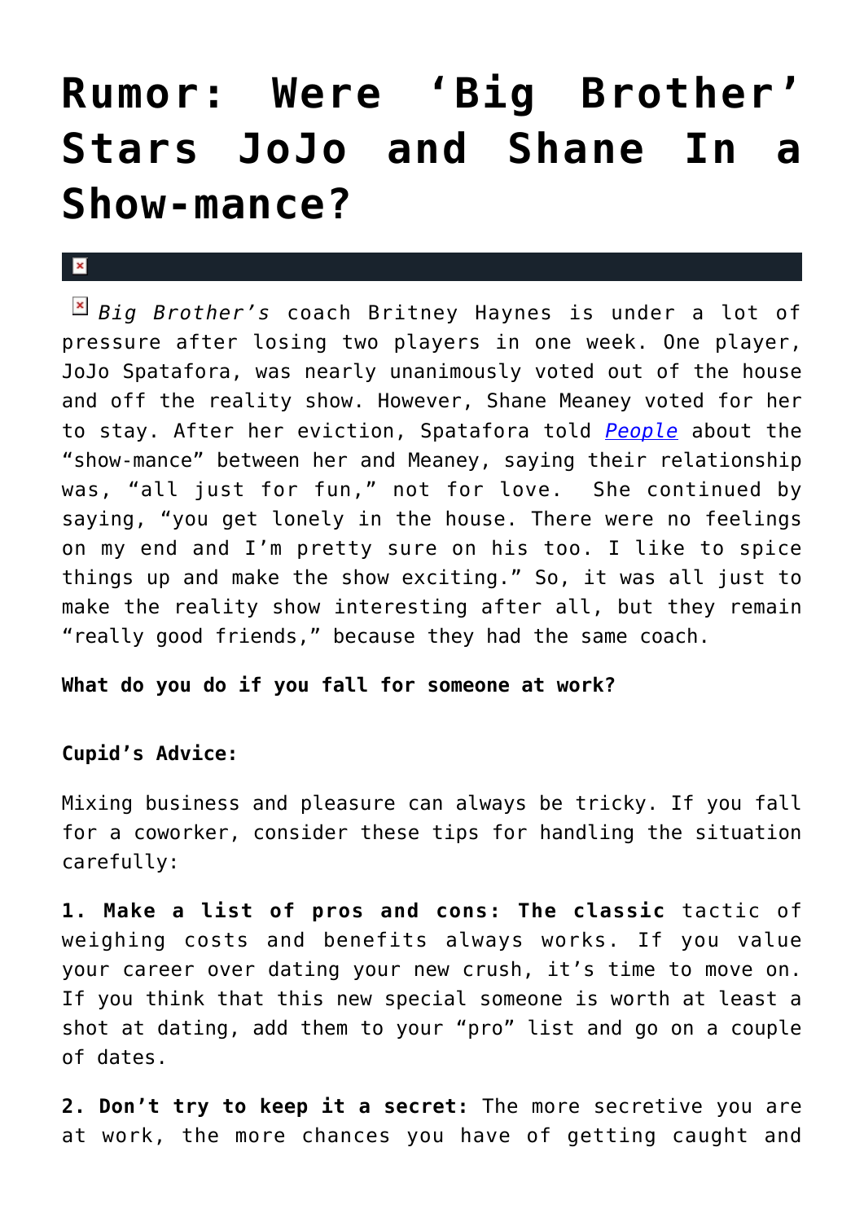# Rumor: Were 'Big Brother' Stars JoJo and Shane In a Show-mance?

*Big Brother's* coach Britney Haynes is under a lot of pressure after losing two players in one week. One player, JoJo Spatafora, was nearly unanimously voted out of the house and off the reality show. However, Shane Meaney voted for her to stay. After her eviction, Spatafora told *People* about the "show-mance" between her and Meaney, saying their relationship was, "all just for fun," not for love. She continued by saying, "you get lonely in the house. There were no feelings on my end and I'm pretty sure on his too. I like to spice things up and make the show exciting." So, it was all just to make the reality show interesting after all, but they remain "really good friends," because they had the same coach.

**What do you do if you fall for someone at work?**

**Cupid's Advice:**

Mixing business and pleasure can always be tricky. If you fall for a coworker, consider these tips for handling the situation carefully:

**1. Make a list of pros and cons: The classic** tactic of weighing costs and benefits always works. If you value your career over dating your new crush, it's time to move on. If you think that this new special someone is worth at least a shot at dating, add them to your "pro" list and go on a couple of dates.

**2. Don't try to keep it a secret:** The more secretive you are at work, the more chances you have of getting caught and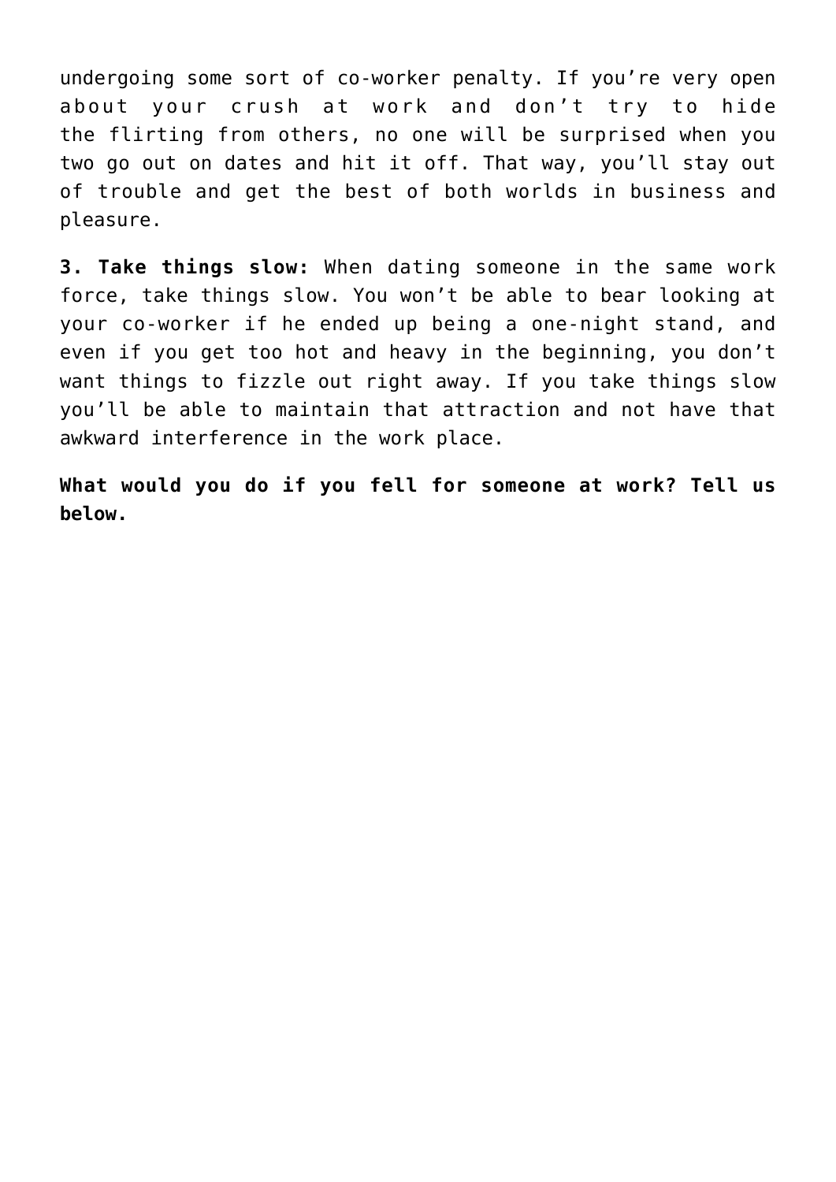undergoing some sort of co-worker penalty. If you're very open about your crush at work and don't try to hide the flirting from others, no one will be surprised when you two go out on dates and hit it off. That way, you'll stay out of trouble and get the best of both worlds in business and pleasure.

**3. Take things slow:** When dating someone in the same work force, take things slow. You won't be able to bear looking at your co-worker if he ended up being a one-night stand, and even if you get too hot and heavy in the beginning, you don't want things to fizzle out right away. If you take things slow you'll be able to maintain that attraction and not have that awkward interference in the work place.

**What would you do if you fell for someone at work? Tell us below.**